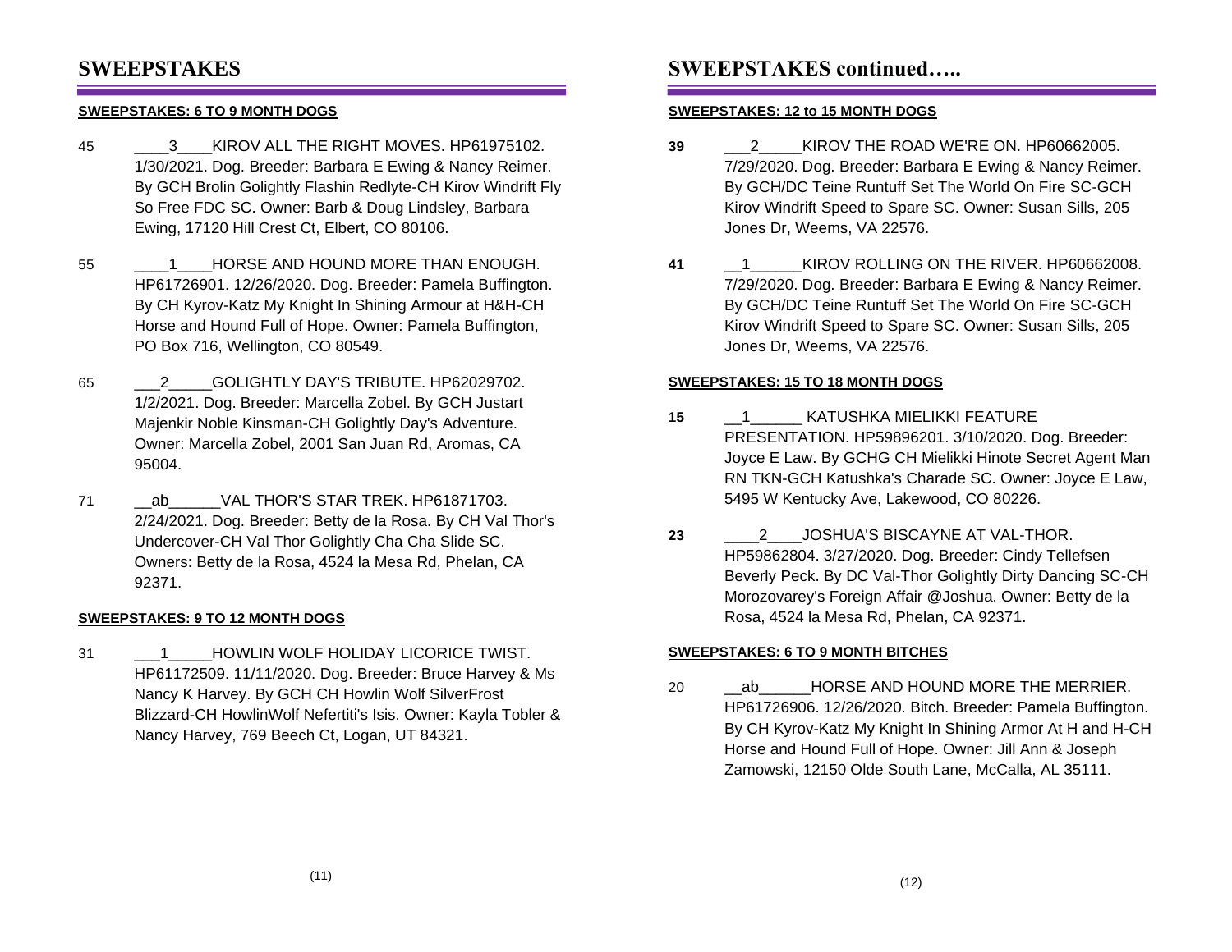# SWEEPSTAKES

**SWEEPSTAKES: 6 TO 9 MONTH DOGS**

45 ____3____KIROV ALL THE RIGHT MOVES. HP61975102. 1/30/2021. Dog. Breeder: Barbara E Ewing & Nancy Reimer. By GCH Brolin Golightly Flashin Redlyte-CH Kirov Windrift Fly So Free FDC SC. Owner: Barb & Doug Lindsley, Barbara Ewing, 17120 Hill Crest Ct, Elbert, CO 80106.

55 ____1____HORSE AND HOUND MORE THAN ENOUGH. HP61726901. 12/26/2020. Dog. Breeder: Pamela Buffington. By CH Kyrov-Katz My Knight In Shining Armour at H&H-CH Horse and Hound Full of Hope. Owner: Pamela Buffington, PO Box 716, Wellington, CO 80549.

65 ___2_____GOLIGHTLY DAY'S TRIBUTE. HP62029702. 1/2/2021. Dog. Breeder: Marcella Zobel. By GCH Justart Majenkir Noble Kinsman-CH Golightly Day's Adventure. Owner: Marcella Zobel, 2001 San Juan Rd, Aromas, CA 95004.

71 __ab______VAL THOR'S STAR TREK. HP61871703. 2/24/2021. Dog. Breeder: Betty de la Rosa. By CH Val Thor's Undercover-CH Val Thor Golightly Cha Cha Slide SC. Owners: Betty de la Rosa, 4524 la Mesa Rd, Phelan, CA 92371.

**SWEEPSTAKES: 9 TO 12 MONTH DOGS**

31 ___1_____HOWLIN WOLF HOLIDAY LICORICE TWIST. HP61172509. 11/11/2020. Dog. Breeder: Bruce Harvey & Ms Nancy K Harvey. By GCH CH Howlin Wolf SilverFrost Blizzard-CH HowlinWolf Nefertiti's Isis. Owner: Kayla Tobler & Nancy Harvey, 769 Beech Ct, Logan, UT 84321.

# SWEEPSTAKES continued…..

**SWEEPSTAKES: 12 to 15 MONTH DOGS**

**39** ___2_____KIROV THE ROAD WE'RE ON. HP60662005. 7/29/2020. Dog. Breeder: Barbara E Ewing & Nancy Reimer. By GCH/DC Teine Runtuff Set The World On Fire SC-GCH Kirov Windrift Speed to Spare SC. Owner: Susan Sills, 205 Jones Dr, Weems, VA 22576.

**41** __1______KIROV ROLLING ON THE RIVER. HP60662008. 7/29/2020. Dog. Breeder: Barbara E Ewing & Nancy Reimer. By GCH/DC Teine Runtuff Set The World On Fire SC-GCH Kirov Windrift Speed to Spare SC. Owner: Susan Sills, 205 Jones Dr, Weems, VA 22576.

**SWEEPSTAKES: 15 TO 18 MONTH DOGS**

**15** __1______ KATUSHKA MIELIKKI FEATURE PRESENTATION. HP59896201. 3/10/2020. Dog. Breeder: Joyce E Law. By GCHG CH Mielikki Hinote Secret Agent Man RN TKN-GCH Katushka's Charade SC. Owner: Joyce E Law, 5495 W Kentucky Ave, Lakewood, CO 80226.

**23** ____2____JOSHUA'S BISCAYNE AT VAL-THOR. HP59862804. 3/27/2020. Dog. Breeder: Cindy Tellefsen Beverly Peck. By DC Val-Thor Golightly Dirty Dancing SC-CH Morozovarey's Foreign Affair @Joshua. Owner: Betty de la Rosa, 4524 la Mesa Rd, Phelan, CA 92371.

**SWEEPSTAKES: 6 TO 9 MONTH BITCHES**

20 __ab______HORSE AND HOUND MORE THE MERRIER. HP61726906. 12/26/2020. Bitch. Breeder: Pamela Buffington. By CH Kyrov-Katz My Knight In Shining Armor At H and H-CH Horse and Hound Full of Hope. Owner: Jill Ann & Joseph Zamowski, 12150 Olde South Lane, McCalla, AL 35111.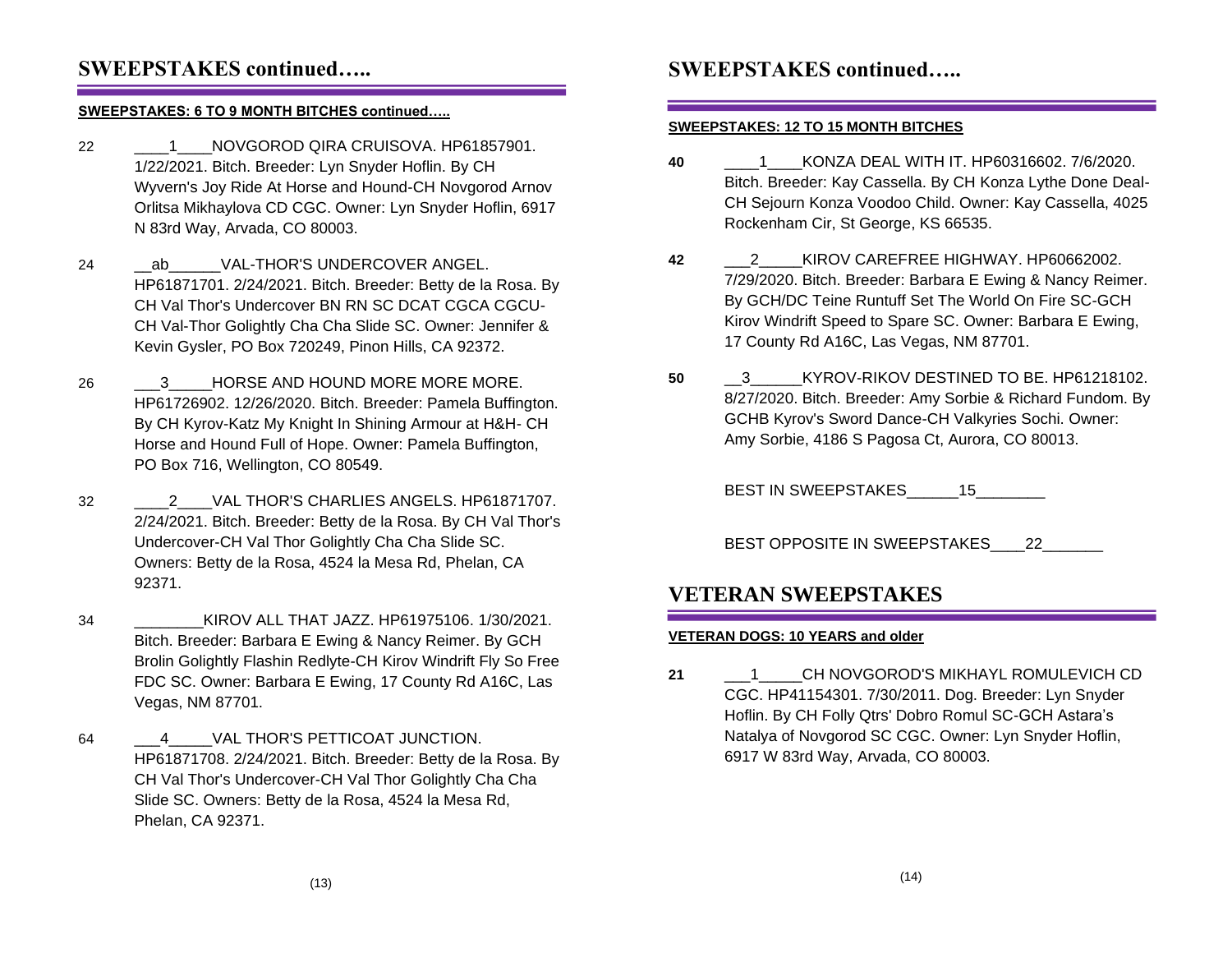# SWEEPSTAKES continued…..

**SWEEPSTAKES: 6 TO 9 MONTH BITCHES continued…..**

22 ____1____NOVGOROD QIRA CRUISOVA. HP61857901. 1/22/2021. Bitch. Breeder: Lyn Snyder Hoflin. By CH Wyvern's Joy Ride At Horse and Hound-CH Novgorod Arnov Orlitsa Mikhaylova CD CGC. Owner: Lyn Snyder Hoflin, 6917 N 83rd Way, Arvada, CO 80003.

24 __ab______VAL-THOR'S UNDERCOVER ANGEL. HP61871701. 2/24/2021. Bitch. Breeder: Betty de la Rosa. By CH Val Thor's Undercover BN RN SC DCAT CGCA CGCU-CH Val-Thor Golightly Cha Cha Slide SC. Owner: Jennifer & Kevin Gysler, PO Box 720249, Pinon Hills, CA 92372.

26 ___3_____HORSE AND HOUND MORE MORE MORE. HP61726902. 12/26/2020. Bitch. Breeder: Pamela Buffington. By CH Kyrov-Katz My Knight In Shining Armour at H&H- CH Horse and Hound Full of Hope. Owner: Pamela Buffington, PO Box 716, Wellington, CO 80549.

32 ____2____VAL THOR'S CHARLIES ANGELS. HP61871707. 2/24/2021. Bitch. Breeder: Betty de la Rosa. By CH Val Thor's Undercover-CH Val Thor Golightly Cha Cha Slide SC. Owners: Betty de la Rosa, 4524 la Mesa Rd, Phelan, CA 92371.

34 ________KIROV ALL THAT JAZZ. HP61975106. 1/30/2021. Bitch. Breeder: Barbara E Ewing & Nancy Reimer. By GCH Brolin Golightly Flashin Redlyte-CH Kirov Windrift Fly So Free FDC SC. Owner: Barbara E Ewing, 17 County Rd A16C, Las Vegas, NM 87701.

64 ___4_____VAL THOR'S PETTICOAT JUNCTION. HP61871708. 2/24/2021. Bitch. Breeder: Betty de la Rosa. By CH Val Thor's Undercover-CH Val Thor Golightly Cha Cha Slide SC. Owners: Betty de la Rosa, 4524 la Mesa Rd, Phelan, CA 92371.

# SWEEPSTAKES continued…..

**SWEEPSTAKES: 12 TO 15 MONTH BITCHES**

**40** ____1____KONZA DEAL WITH IT. HP60316602. 7/6/2020. Bitch. Breeder: Kay Cassella. By CH Konza Lythe Done Deal-CH Sejourn Konza Voodoo Child. Owner: Kay Cassella, 4025 Rockenham Cir, St George, KS 66535.

**42** ___2_____KIROV CAREFREE HIGHWAY. HP60662002. 7/29/2020. Bitch. Breeder: Barbara E Ewing & Nancy Reimer. By GCH/DC Teine Runtuff Set The World On Fire SC-GCH Kirov Windrift Speed to Spare SC. Owner: Barbara E Ewing, 17 County Rd A16C, Las Vegas, NM 87701.

**50** __3______KYROV-RIKOV DESTINED TO BE. HP61218102. 8/27/2020. Bitch. Breeder: Amy Sorbie & Richard Fundom. By GCHB Kyrov's Sword Dance-CH Valkyries Sochi. Owner: Amy Sorbie, 4186 S Pagosa Ct, Aurora, CO 80013.

BEST IN SWEEPSTAKES______15________

BEST OPPOSITE IN SWEEPSTAKES____22_______

# VETERAN SWEEPSTAKES

**VETERAN DOGS: 10 YEARS and older**

**21** ___1_____CH NOVGOROD'S MIKHAYL ROMULEVICH CD CGC. HP41154301. 7/30/2011. Dog. Breeder: Lyn Snyder Hoflin. By CH Folly Qtrs' Dobro Romul SC-GCH Astara's Natalya of Novgorod SC CGC. Owner: Lyn Snyder Hoflin, 6917 W 83rd Way, Arvada, CO 80003.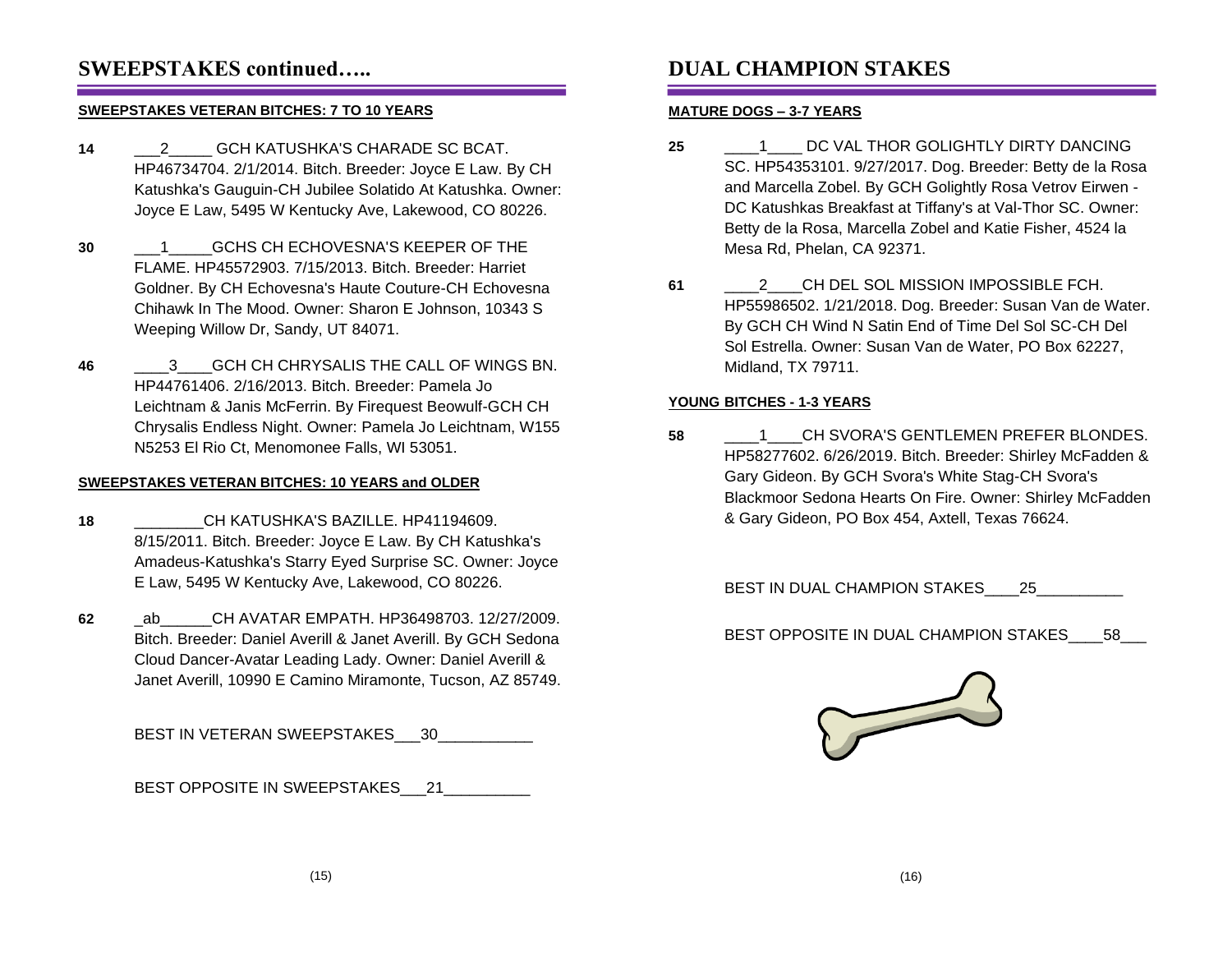## SWEEPSTAKES continued…..

#### SWEEPSTAKES VETERAN BITCHES: 7 TO 10 YEARS

**14** ___2_____ GCH KATUSHKA'S CHARADE SC BCAT. HP46734704. 2/1/2014. Bitch. Breeder: Joyce E Law. By CH Katushka's Gauguin-CH Jubilee Solatido At Katushka. Owner: Joyce E Law, 5495 W Kentucky Ave, Lakewood, CO 80226.

**30** ___1_____GCHS CH ECHOVESNA'S KEEPER OF THE FLAME. HP45572903. 7/15/2013. Bitch. Breeder: Harriet Goldner. By CH Echovesna's Haute Couture-CH Echovesna Chihawk In The Mood. Owner: Sharon E Johnson, 10343 S Weeping Willow Dr, Sandy, UT 84071.

**46** ____3____GCH CH CHRYSALIS THE CALL OF WINGS BN. HP44761406. 2/16/2013. Bitch. Breeder: Pamela Jo Leichtnam & Janis McFerrin. By Firequest Beowulf-GCH CH Chrysalis Endless Night. Owner: Pamela Jo Leichtnam, W155 N5253 El Rio Ct, Menomonee Falls, WI 53051.

#### SWEEPSTAKES VETERAN BITCHES: 10 YEARS and OLDER

**18** ________CH KATUSHKA'S BAZILLE. HP41194609. 8/15/2011. Bitch. Breeder: Joyce E Law. By CH Katushka's Amadeus-Katushka's Starry Eyed Surprise SC. Owner: Joyce E Law, 5495 W Kentucky Ave, Lakewood, CO 80226.

**62** _ab______CH AVATAR EMPATH. HP36498703. 12/27/2009. Bitch. Breeder: Daniel Averill & Janet Averill. By GCH Sedona Cloud Dancer-Avatar Leading Lady. Owner: Daniel Averill & Janet Averill, 10990 E Camino Miramonte, Tucson, AZ 85749.

BEST IN VETERAN SWEEPSTAKES___30___________

BEST OPPOSITE IN SWEEPSTAKES___21__________

## DUAL CHAMPION STAKES

#### MATURE DOGS – 3-7 YEARS

**25** ____1____ DC VAL THOR GOLIGHTLY DIRTY DANCING SC. HP54353101. 9/27/2017. Dog. Breeder: Betty de la Rosa and Marcella Zobel. By GCH Golightly Rosa Vetrov Eirwen - DC Katushkas Breakfast at Tiffany's at Val-Thor SC. Owner: Betty de la Rosa, Marcella Zobel and Katie Fisher, 4524 la Mesa Rd, Phelan, CA 92371.

**61** ____2____CH DEL SOL MISSION IMPOSSIBLE FCH. HP55986502. 1/21/2018. Dog. Breeder: Susan Van de Water. By GCH CH Wind N Satin End of Time Del Sol SC-CH Del Sol Estrella. Owner: Susan Van de Water, PO Box 62227, Midland, TX 79711.

#### YOUNG BITCHES - 1-3 YEARS

**58** ____1____CH SVORA'S GENTLEMEN PREFER BLONDES. HP58277602. 6/26/2019. Bitch. Breeder: Shirley McFadden & Gary Gideon. By GCH Svora's White Stag-CH Svora's Blackmoor Sedona Hearts On Fire. Owner: Shirley McFadden & Gary Gideon, PO Box 454, Axtell, Texas 76624.

BEST IN DUAL CHAMPION STAKES____25__________

BEST OPPOSITE IN DUAL CHAMPION STAKES____58___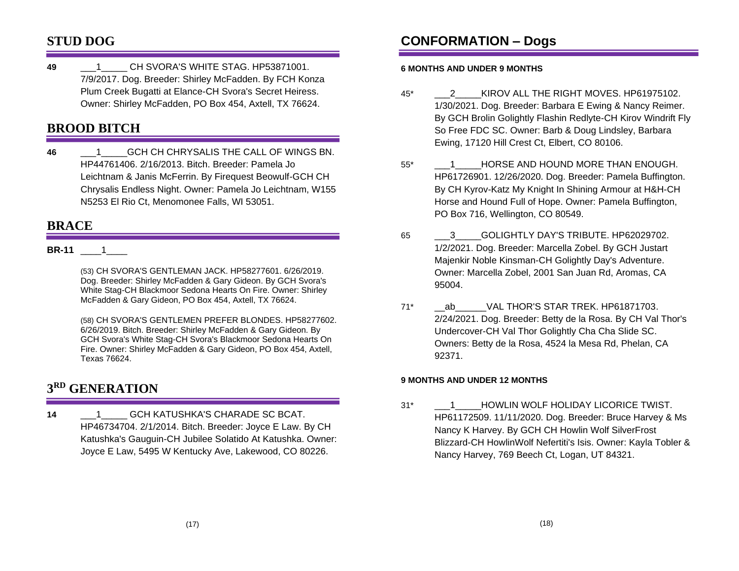## STUD DOG

**49** \_\_\_1\_\_\_\_\_ CH SVORA'S WHITE STAG. HP53871001. 7/9/2017. Dog. Breeder: Shirley McFadden. By FCH Konza Plum Creek Bugatti at Elance-CH Svora's Secret Heiress. Owner: Shirley McFadden, PO Box 454, Axtell, TX 76624.

## BROOD BITCH

**46** \_\_\_1\_\_\_\_\_GCH CH CHRYSALIS THE CALL OF WINGS BN. HP44761406. 2/16/2013. Bitch. Breeder: Pamela Jo Leichtnam & Janis McFerrin. By Firequest Beowulf-GCH CH Chrysalis Endless Night. Owner: Pamela Jo Leichtnam, W155 N5253 El Rio Ct, Menomonee Falls, WI 53051.

## BRACE

**BR-11** \_\_\_\_1\_\_\_\_

(53) CH SVORA'S GENTLEMAN JACK. HP58277601. 6/26/2019. Dog. Breeder: Shirley McFadden & Gary Gideon. By GCH Svora's White Stag-CH Blackmoor Sedona Hearts On Fire. Owner: Shirley McFadden & Gary Gideon, PO Box 454, Axtell, TX 76624.

(58) CH SVORA'S GENTLEMEN PREFER BLONDES. HP58277602. 6/26/2019. Bitch. Breeder: Shirley McFadden & Gary Gideon. By GCH Svora's White Stag-CH Svora's Blackmoor Sedona Hearts On Fire. Owner: Shirley McFadden & Gary Gideon, PO Box 454, Axtell, Texas 76624.

## 3RD GENERATION

**14** \_\_\_1\_\_\_\_\_ GCH KATUSHKA'S CHARADE SC BCAT. HP46734704. 2/1/2014. Bitch. Breeder: Joyce E Law. By CH Katushka's Gauguin-CH Jubilee Solatido At Katushka. Owner: Joyce E Law, 5495 W Kentucky Ave, Lakewood, CO 80226.

## CONFORMATION – Dogs

#### 6 MONTHS AND UNDER 9 MONTHS

45* \_\_\_2\_\_\_\_\_KIROV ALL THE RIGHT MOVES. HP61975102. 1/30/2021. Dog. Breeder: Barbara E Ewing & Nancy Reimer. By GCH Brolin Golightly Flashin Redlyte-CH Kirov Windrift Fly So Free FDC SC. Owner: Barb & Doug Lindsley, Barbara Ewing, 17120 Hill Crest Ct, Elbert, CO 80106.

55* \_\_\_1\_\_\_\_\_HORSE AND HOUND MORE THAN ENOUGH. HP61726901. 12/26/2020. Dog. Breeder: Pamela Buffington. By CH Kyrov-Katz My Knight In Shining Armour at H&H-CH Horse and Hound Full of Hope. Owner: Pamela Buffington, PO Box 716, Wellington, CO 80549.

65 \_\_\_3\_\_\_\_\_GOLIGHTLY DAY'S TRIBUTE. HP62029702. 1/2/2021. Dog. Breeder: Marcella Zobel. By GCH Justart Majenkir Noble Kinsman-CH Golightly Day's Adventure. Owner: Marcella Zobel, 2001 San Juan Rd, Aromas, CA 95004.

71* \_\_ab\_\_\_\_\_\_VAL THOR'S STAR TREK. HP61871703. 2/24/2021. Dog. Breeder: Betty de la Rosa. By CH Val Thor's Undercover-CH Val Thor Golightly Cha Cha Slide SC. Owners: Betty de la Rosa, 4524 la Mesa Rd, Phelan, CA 92371.

#### 9 MONTHS AND UNDER 12 MONTHS

31* \_\_\_1\_\_\_\_\_HOWLIN WOLF HOLIDAY LICORICE TWIST. HP61172509. 11/11/2020. Dog. Breeder: Bruce Harvey & Ms Nancy K Harvey. By GCH CH Howlin Wolf SilverFrost Blizzard-CH HowlinWolf Nefertiti's Isis. Owner: Kayla Tobler & Nancy Harvey, 769 Beech Ct, Logan, UT 84321.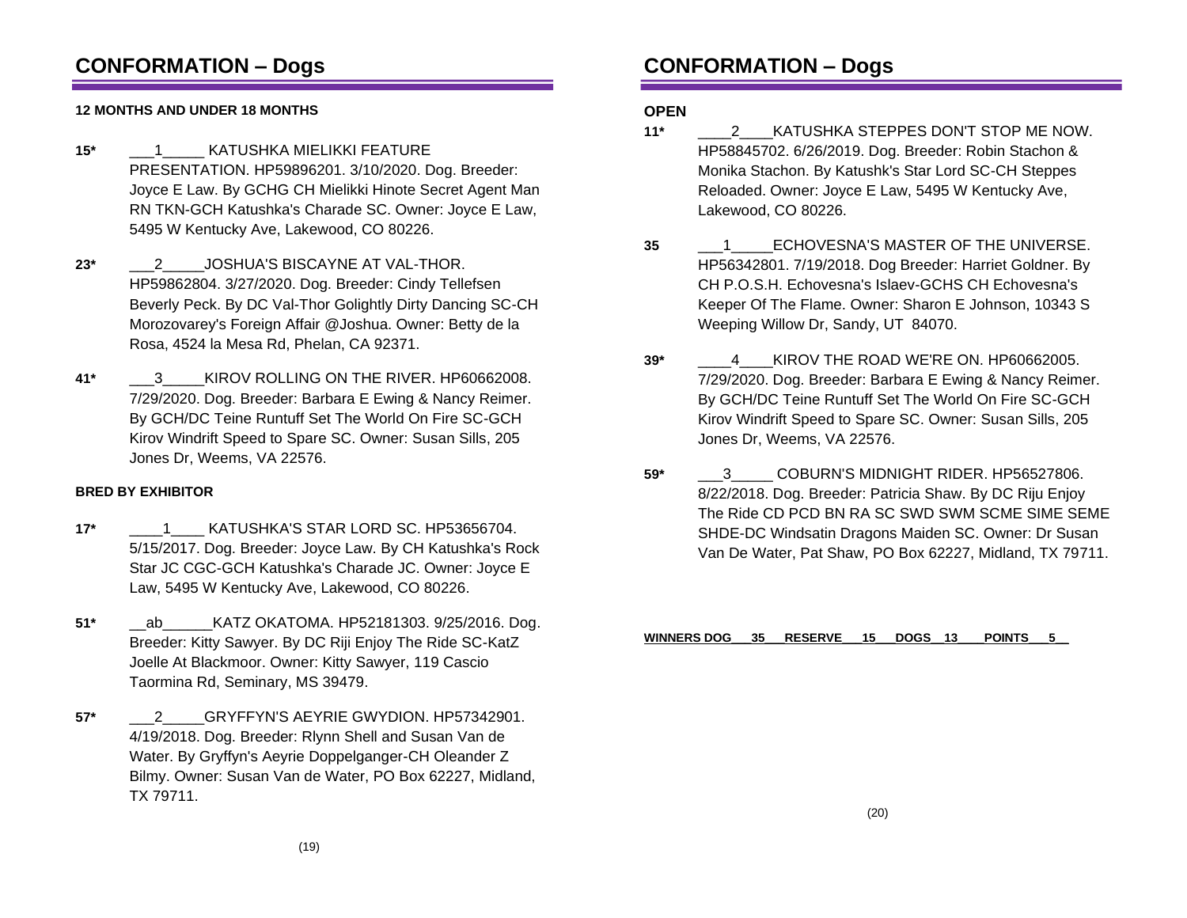## CONFORMATION – Dogs

**12 MONTHS AND UNDER 18 MONTHS**

**15*** ___1_____ KATUSHKA MIELIKKI FEATURE PRESENTATION. HP59896201. 3/10/2020. Dog. Breeder: Joyce E Law. By GCHG CH Mielikki Hinote Secret Agent Man RN TKN-GCH Katushka's Charade SC. Owner: Joyce E Law, 5495 W Kentucky Ave, Lakewood, CO 80226.

**23*** ___2_____JOSHUA'S BISCAYNE AT VAL-THOR. HP59862804. 3/27/2020. Dog. Breeder: Cindy Tellefsen Beverly Peck. By DC Val-Thor Golightly Dirty Dancing SC-CH Morozovarey's Foreign Affair @Joshua. Owner: Betty de la Rosa, 4524 la Mesa Rd, Phelan, CA 92371.

**41*** ___3_____KIROV ROLLING ON THE RIVER. HP60662008. 7/29/2020. Dog. Breeder: Barbara E Ewing & Nancy Reimer. By GCH/DC Teine Runtuff Set The World On Fire SC-GCH Kirov Windrift Speed to Spare SC. Owner: Susan Sills, 205 Jones Dr, Weems, VA 22576.

**BRED BY EXHIBITOR**

**17*** ____1____ KATUSHKA'S STAR LORD SC. HP53656704. 5/15/2017. Dog. Breeder: Joyce Law. By CH Katushka's Rock Star JC CGC-GCH Katushka's Charade JC. Owner: Joyce E Law, 5495 W Kentucky Ave, Lakewood, CO 80226.

**51*** __ab______KATZ OKATOMA. HP52181303. 9/25/2016. Dog. Breeder: Kitty Sawyer. By DC Riji Enjoy The Ride SC-KatZ Joelle At Blackmoor. Owner: Kitty Sawyer, 119 Cascio Taormina Rd, Seminary, MS 39479.

**57*** ___2_____GRYFFYN'S AEYRIE GWYDION. HP57342901. 4/19/2018. Dog. Breeder: Rlynn Shell and Susan Van de Water. By Gryffyn's Aeyrie Doppelganger-CH Oleander Z Bilmy. Owner: Susan Van de Water, PO Box 62227, Midland, TX 79711.

## CONFORMATION – Dogs

**OPEN**

**11*** ____2____KATUSHKA STEPPES DON'T STOP ME NOW. HP58845702. 6/26/2019. Dog. Breeder: Robin Stachon & Monika Stachon. By Katushk's Star Lord SC-CH Steppes Reloaded. Owner: Joyce E Law, 5495 W Kentucky Ave, Lakewood, CO 80226.

**35** ___1_____ECHOVESNA'S MASTER OF THE UNIVERSE. HP56342801. 7/19/2018. Dog Breeder: Harriet Goldner. By CH P.O.S.H. Echovesna's Islaev-GCHS CH Echovesna's Keeper Of The Flame. Owner: Sharon E Johnson, 10343 S Weeping Willow Dr, Sandy, UT 84070.

**39*** ____4____KIROV THE ROAD WE'RE ON. HP60662005. 7/29/2020. Dog. Breeder: Barbara E Ewing & Nancy Reimer. By GCH/DC Teine Runtuff Set The World On Fire SC-GCH Kirov Windrift Speed to Spare SC. Owner: Susan Sills, 205 Jones Dr, Weems, VA 22576.

**59*** ___3_____ COBURN'S MIDNIGHT RIDER. HP56527806. 8/22/2018. Dog. Breeder: Patricia Shaw. By DC Riju Enjoy The Ride CD PCD BN RA SC SWD SWM SCME SIME SEME SHDE-DC Windsatin Dragons Maiden SC. Owner: Dr Susan Van De Water, Pat Shaw, PO Box 62227, Midland, TX 79711.

**WINNERS DOG___35___RESERVE___15___DOGS__13____POINTS___5__**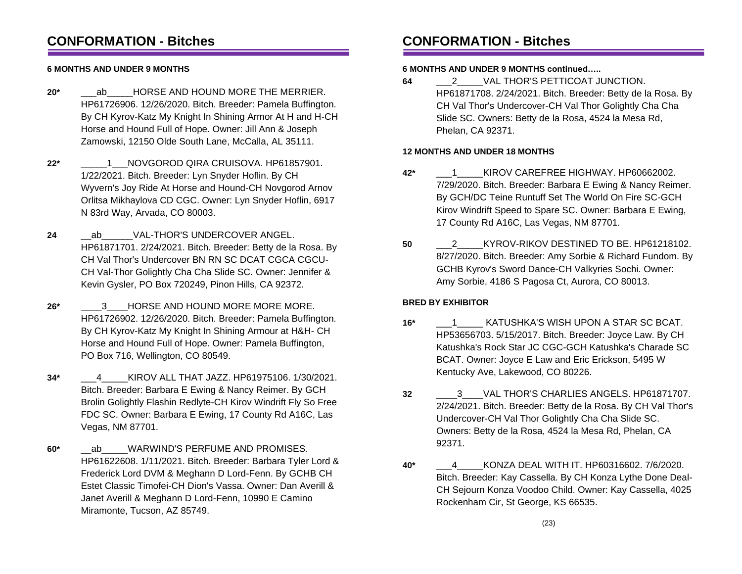## CONFORMATION - Bitches

### 6 MONTHS AND UNDER 9 MONTHS

**20*** ___ab_____HORSE AND HOUND MORE THE MERRIER. HP61726906. 12/26/2020. Bitch. Breeder: Pamela Buffington. By CH Kyrov-Katz My Knight In Shining Armor At H and H-CH Horse and Hound Full of Hope. Owner: Jill Ann & Joseph Zamowski, 12150 Olde South Lane, McCalla, AL 35111.

**22*** _____1___NOVGOROD QIRA CRUISOVA. HP61857901. 1/22/2021. Bitch. Breeder: Lyn Snyder Hoflin. By CH Wyvern's Joy Ride At Horse and Hound-CH Novgorod Arnov Orlitsa Mikhaylova CD CGC. Owner: Lyn Snyder Hoflin, 6917 N 83rd Way, Arvada, CO 80003.

**24** __ab______VAL-THOR'S UNDERCOVER ANGEL. HP61871701. 2/24/2021. Bitch. Breeder: Betty de la Rosa. By CH Val Thor's Undercover BN RN SC DCAT CGCA CGCU-CH Val-Thor Golightly Cha Cha Slide SC. Owner: Jennifer & Kevin Gysler, PO Box 720249, Pinon Hills, CA 92372.

**26*** ____3____HORSE AND HOUND MORE MORE MORE. HP61726902. 12/26/2020. Bitch. Breeder: Pamela Buffington. By CH Kyrov-Katz My Knight In Shining Armour at H&H- CH Horse and Hound Full of Hope. Owner: Pamela Buffington, PO Box 716, Wellington, CO 80549.

**34*** ___4_____KIROV ALL THAT JAZZ. HP61975106. 1/30/2021. Bitch. Breeder: Barbara E Ewing & Nancy Reimer. By GCH Brolin Golightly Flashin Redlyte-CH Kirov Windrift Fly So Free FDC SC. Owner: Barbara E Ewing, 17 County Rd A16C, Las Vegas, NM 87701.

**60*** __ab_____WARWIND'S PERFUME AND PROMISES. HP61622608. 1/11/2021. Bitch. Breeder: Barbara Tyler Lord & Frederick Lord DVM & Meghann D Lord-Fenn. By GCHB CH Estet Classic Timofei-CH Dion's Vassa. Owner: Dan Averill & Janet Averill & Meghann D Lord-Fenn, 10990 E Camino Miramonte, Tucson, AZ 85749.

### 6 MONTHS AND UNDER 9 MONTHS continued…..

**64** ___2_____VAL THOR'S PETTICOAT JUNCTION. HP61871708. 2/24/2021. Bitch. Breeder: Betty de la Rosa. By CH Val Thor's Undercover-CH Val Thor Golightly Cha Cha Slide SC. Owners: Betty de la Rosa, 4524 la Mesa Rd, Phelan, CA 92371.

### 12 MONTHS AND UNDER 18 MONTHS

**42*** ___1_____KIROV CAREFREE HIGHWAY. HP60662002. 7/29/2020. Bitch. Breeder: Barbara E Ewing & Nancy Reimer. By GCH/DC Teine Runtuff Set The World On Fire SC-GCH Kirov Windrift Speed to Spare SC. Owner: Barbara E Ewing, 17 County Rd A16C, Las Vegas, NM 87701.

**50** ___2_____KYROV-RIKOV DESTINED TO BE. HP61218102. 8/27/2020. Bitch. Breeder: Amy Sorbie & Richard Fundom. By GCHB Kyrov's Sword Dance-CH Valkyries Sochi. Owner: Amy Sorbie, 4186 S Pagosa Ct, Aurora, CO 80013.

### BRED BY EXHIBITOR

**16*** ___1_____ KATUSHKA'S WISH UPON A STAR SC BCAT. HP53656703. 5/15/2017. Bitch. Breeder: Joyce Law. By CH Katushka's Rock Star JC CGC-GCH Katushka's Charade SC BCAT. Owner: Joyce E Law and Eric Erickson, 5495 W Kentucky Ave, Lakewood, CO 80226.

**32** ____3____VAL THOR'S CHARLIES ANGELS. HP61871707. 2/24/2021. Bitch. Breeder: Betty de la Rosa. By CH Val Thor's Undercover-CH Val Thor Golightly Cha Cha Slide SC. Owners: Betty de la Rosa, 4524 la Mesa Rd, Phelan, CA 92371.

**40*** ___4_____KONZA DEAL WITH IT. HP60316602. 7/6/2020. Bitch. Breeder: Kay Cassella. By CH Konza Lythe Done Deal-CH Sejourn Konza Voodoo Child. Owner: Kay Cassella, 4025 Rockenham Cir, St George, KS 66535.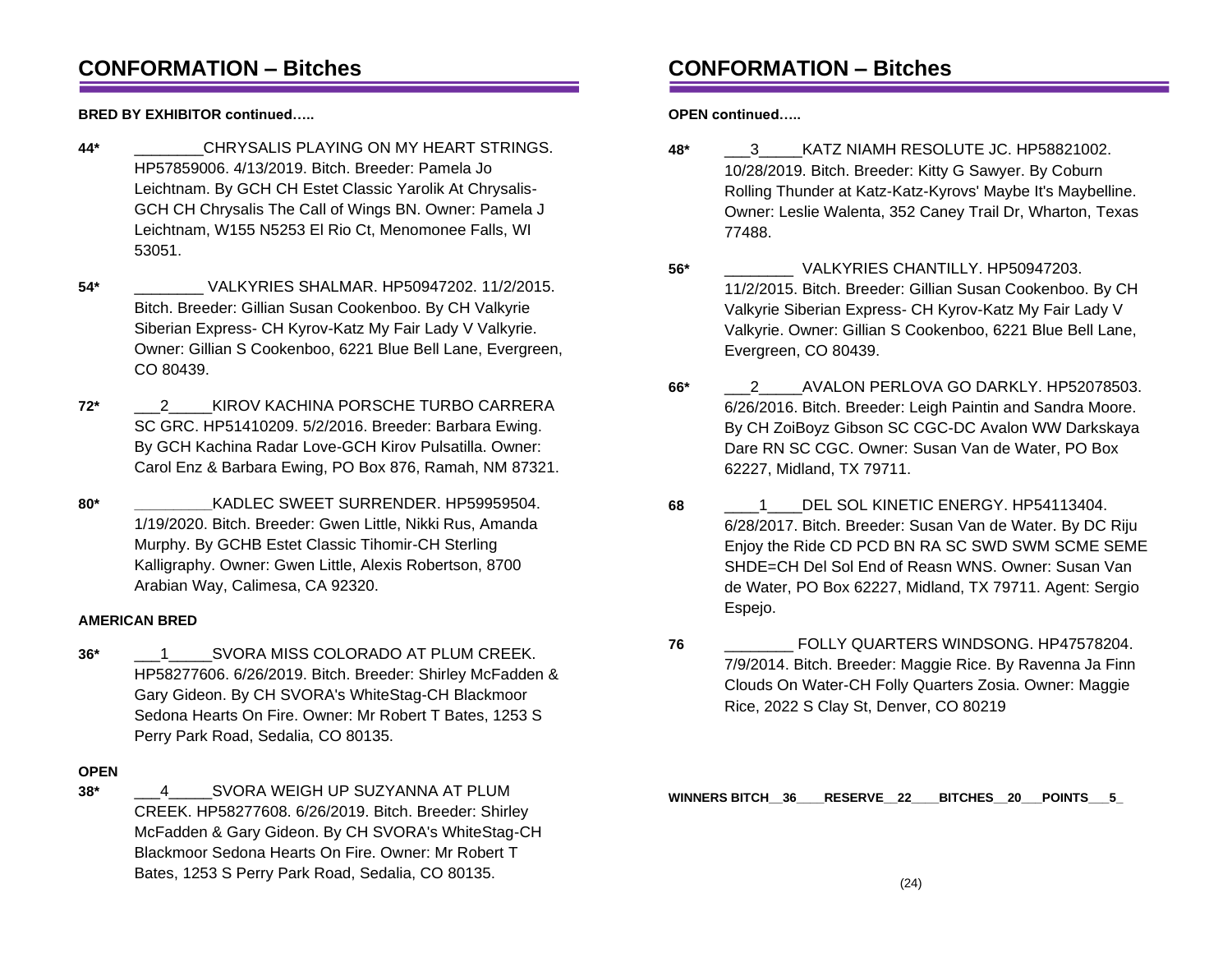## CONFORMATION – Bitches

**BRED BY EXHIBITOR continued…..**

**44*** ________CHRYSALIS PLAYING ON MY HEART STRINGS. HP57859006. 4/13/2019. Bitch. Breeder: Pamela Jo Leichtnam. By GCH CH Estet Classic Yarolik At Chrysalis-GCH CH Chrysalis The Call of Wings BN. Owner: Pamela J Leichtnam, W155 N5253 El Rio Ct, Menomonee Falls, WI 53051.

**54*** ________ VALKYRIES SHALMAR. HP50947202. 11/2/2015. Bitch. Breeder: Gillian Susan Cookenboo. By CH Valkyrie Siberian Express- CH Kyrov-Katz My Fair Lady V Valkyrie. Owner: Gillian S Cookenboo, 6221 Blue Bell Lane, Evergreen, CO 80439.

**72*** ___2_____KIROV KACHINA PORSCHE TURBO CARRERA SC GRC. HP51410209. 5/2/2016. Breeder: Barbara Ewing. By GCH Kachina Radar Love-GCH Kirov Pulsatilla. Owner: Carol Enz & Barbara Ewing, PO Box 876, Ramah, NM 87321.

**80*** _________KADLEC SWEET SURRENDER. HP59959504. 1/19/2020. Bitch. Breeder: Gwen Little, Nikki Rus, Amanda Murphy. By GCHB Estet Classic Tihomir-CH Sterling Kalligraphy. Owner: Gwen Little, Alexis Robertson, 8700 Arabian Way, Calimesa, CA 92320.

**AMERICAN BRED**

**36*** ___1_____SVORA MISS COLORADO AT PLUM CREEK. HP58277606. 6/26/2019. Bitch. Breeder: Shirley McFadden & Gary Gideon. By CH SVORA's WhiteStag-CH Blackmoor Sedona Hearts On Fire. Owner: Mr Robert T Bates, 1253 S Perry Park Road, Sedalia, CO 80135.

**OPEN**

**38*** ___4_____SVORA WEIGH UP SUZYANNA AT PLUM CREEK. HP58277608. 6/26/2019. Bitch. Breeder: Shirley McFadden & Gary Gideon. By CH SVORA's WhiteStag-CH Blackmoor Sedona Hearts On Fire. Owner: Mr Robert T Bates, 1253 S Perry Park Road, Sedalia, CO 80135.

## CONFORMATION – Bitches

**OPEN continued…..**

**48*** ___3_____KATZ NIAMH RESOLUTE JC. HP58821002. 10/28/2019. Bitch. Breeder: Kitty G Sawyer. By Coburn Rolling Thunder at Katz-Katz-Kyrovs' Maybe It's Maybelline. Owner: Leslie Walenta, 352 Caney Trail Dr, Wharton, Texas 77488.

**56*** ________ VALKYRIES CHANTILLY. HP50947203. 11/2/2015. Bitch. Breeder: Gillian Susan Cookenboo. By CH Valkyrie Siberian Express- CH Kyrov-Katz My Fair Lady V Valkyrie. Owner: Gillian S Cookenboo, 6221 Blue Bell Lane, Evergreen, CO 80439.

**66*** ___2_____AVALON PERLOVA GO DARKLY. HP52078503. 6/26/2016. Bitch. Breeder: Leigh Paintin and Sandra Moore. By CH ZoiBoyz Gibson SC CGC-DC Avalon WW Darkskaya Dare RN SC CGC. Owner: Susan Van de Water, PO Box 62227, Midland, TX 79711.

**68** ____1____DEL SOL KINETIC ENERGY. HP54113404. 6/28/2017. Bitch. Breeder: Susan Van de Water. By DC Riju Enjoy the Ride CD PCD BN RA SC SWD SWM SCME SEME SHDE=CH Del Sol End of Reasn WNS. Owner: Susan Van de Water, PO Box 62227, Midland, TX 79711. Agent: Sergio Espejo.

**76** ________ FOLLY QUARTERS WINDSONG. HP47578204. 7/9/2014. Bitch. Breeder: Maggie Rice. By Ravenna Ja Finn Clouds On Water-CH Folly Quarters Zosia. Owner: Maggie Rice, 2022 S Clay St, Denver, CO 80219

**WINNERS BITCH__36____RESERVE__22____BITCHES__20___POINTS___5_**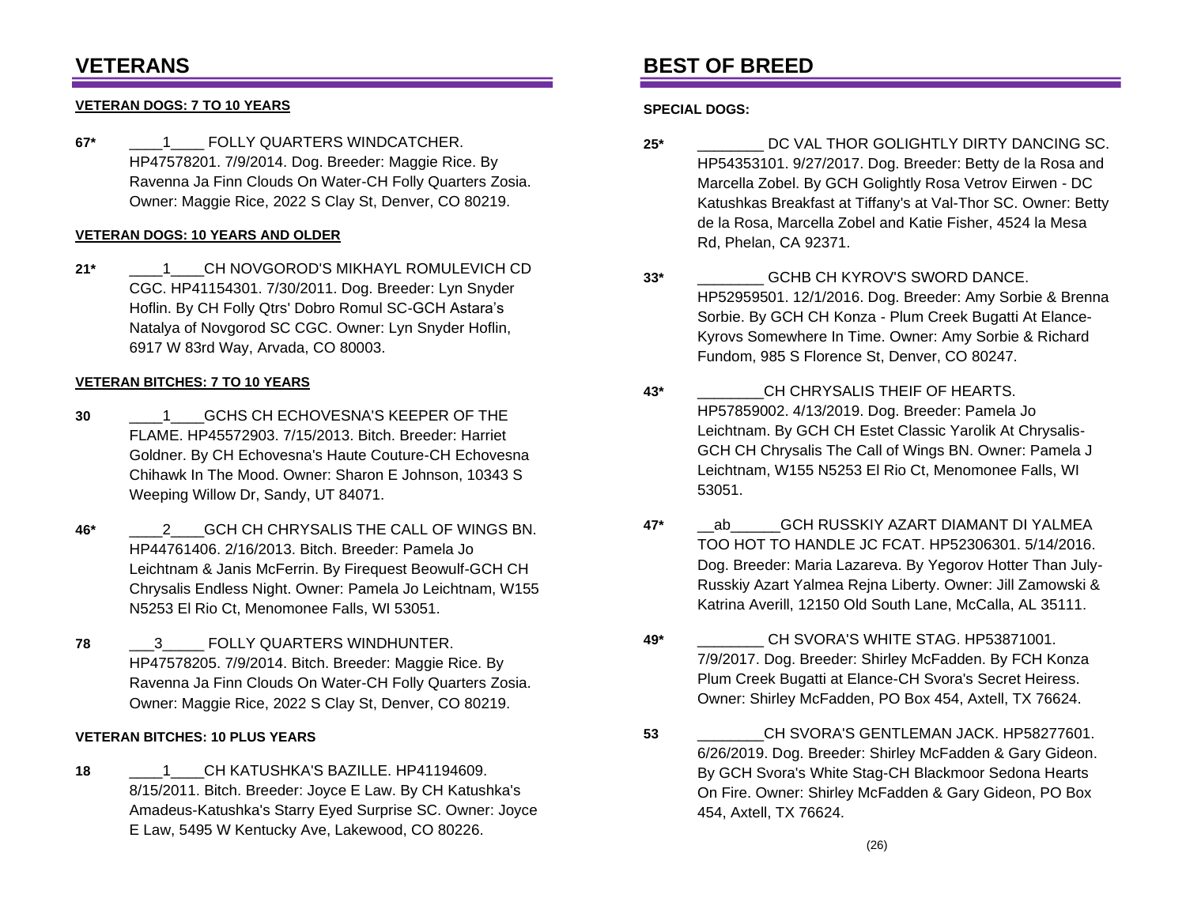## VETERANS

**VETERAN DOGS: 7 TO 10 YEARS**

**67*** ____1____ FOLLY QUARTERS WINDCATCHER. HP47578201. 7/9/2014. Dog. Breeder: Maggie Rice. By Ravenna Ja Finn Clouds On Water-CH Folly Quarters Zosia. Owner: Maggie Rice, 2022 S Clay St, Denver, CO 80219.

**VETERAN DOGS: 10 YEARS AND OLDER**

**21*** ____1____CH NOVGOROD'S MIKHAYL ROMULEVICH CD CGC. HP41154301. 7/30/2011. Dog. Breeder: Lyn Snyder Hoflin. By CH Folly Qtrs' Dobro Romul SC-GCH Astara's Natalya of Novgorod SC CGC. Owner: Lyn Snyder Hoflin, 6917 W 83rd Way, Arvada, CO 80003.

**VETERAN BITCHES: 7 TO 10 YEARS**

**30** ____1____GCHS CH ECHOVESNA'S KEEPER OF THE FLAME. HP45572903. 7/15/2013. Bitch. Breeder: Harriet Goldner. By CH Echovesna's Haute Couture-CH Echovesna Chihawk In The Mood. Owner: Sharon E Johnson, 10343 S Weeping Willow Dr, Sandy, UT 84071.

**46*** ____2____GCH CH CHRYSALIS THE CALL OF WINGS BN. HP44761406. 2/16/2013. Bitch. Breeder: Pamela Jo Leichtnam & Janis McFerrin. By Firequest Beowulf-GCH CH Chrysalis Endless Night. Owner: Pamela Jo Leichtnam, W155 N5253 El Rio Ct, Menomonee Falls, WI 53051.

**78** ___3_____ FOLLY QUARTERS WINDHUNTER. HP47578205. 7/9/2014. Bitch. Breeder: Maggie Rice. By Ravenna Ja Finn Clouds On Water-CH Folly Quarters Zosia. Owner: Maggie Rice, 2022 S Clay St, Denver, CO 80219.

**VETERAN BITCHES: 10 PLUS YEARS**

**18** ____1____CH KATUSHKA'S BAZILLE. HP41194609. 8/15/2011. Bitch. Breeder: Joyce E Law. By CH Katushka's Amadeus-Katushka's Starry Eyed Surprise SC. Owner: Joyce E Law, 5495 W Kentucky Ave, Lakewood, CO 80226.

## BEST OF BREED

**SPECIAL DOGS:**

**25*** ________ DC VAL THOR GOLIGHTLY DIRTY DANCING SC. HP54353101. 9/27/2017. Dog. Breeder: Betty de la Rosa and Marcella Zobel. By GCH Golightly Rosa Vetrov Eirwen - DC Katushkas Breakfast at Tiffany's at Val-Thor SC. Owner: Betty de la Rosa, Marcella Zobel and Katie Fisher, 4524 la Mesa Rd, Phelan, CA 92371.

**33*** ________ GCHB CH KYROV'S SWORD DANCE. HP52959501. 12/1/2016. Dog. Breeder: Amy Sorbie & Brenna Sorbie. By GCH CH Konza - Plum Creek Bugatti At Elance-Kyrovs Somewhere In Time. Owner: Amy Sorbie & Richard Fundom, 985 S Florence St, Denver, CO 80247.

**43*** ________CH CHRYSALIS THEIF OF HEARTS. HP57859002. 4/13/2019. Dog. Breeder: Pamela Jo Leichtnam. By GCH CH Estet Classic Yarolik At Chrysalis-GCH CH Chrysalis The Call of Wings BN. Owner: Pamela J Leichtnam, W155 N5253 El Rio Ct, Menomonee Falls, WI 53051.

**47*** __ab______GCH RUSSKIY AZART DIAMANT DI YALMEA TOO HOT TO HANDLE JC FCAT. HP52306301. 5/14/2016. Dog. Breeder: Maria Lazareva. By Yegorov Hotter Than July-Russkiy Azart Yalmea Rejna Liberty. Owner: Jill Zamowski & Katrina Averill, 12150 Old South Lane, McCalla, AL 35111.

**49*** ________ CH SVORA'S WHITE STAG. HP53871001. 7/9/2017. Dog. Breeder: Shirley McFadden. By FCH Konza Plum Creek Bugatti at Elance-CH Svora's Secret Heiress. Owner: Shirley McFadden, PO Box 454, Axtell, TX 76624.

**53** ________CH SVORA'S GENTLEMAN JACK. HP58277601. 6/26/2019. Dog. Breeder: Shirley McFadden & Gary Gideon. By GCH Svora's White Stag-CH Blackmoor Sedona Hearts On Fire. Owner: Shirley McFadden & Gary Gideon, PO Box 454, Axtell, TX 76624.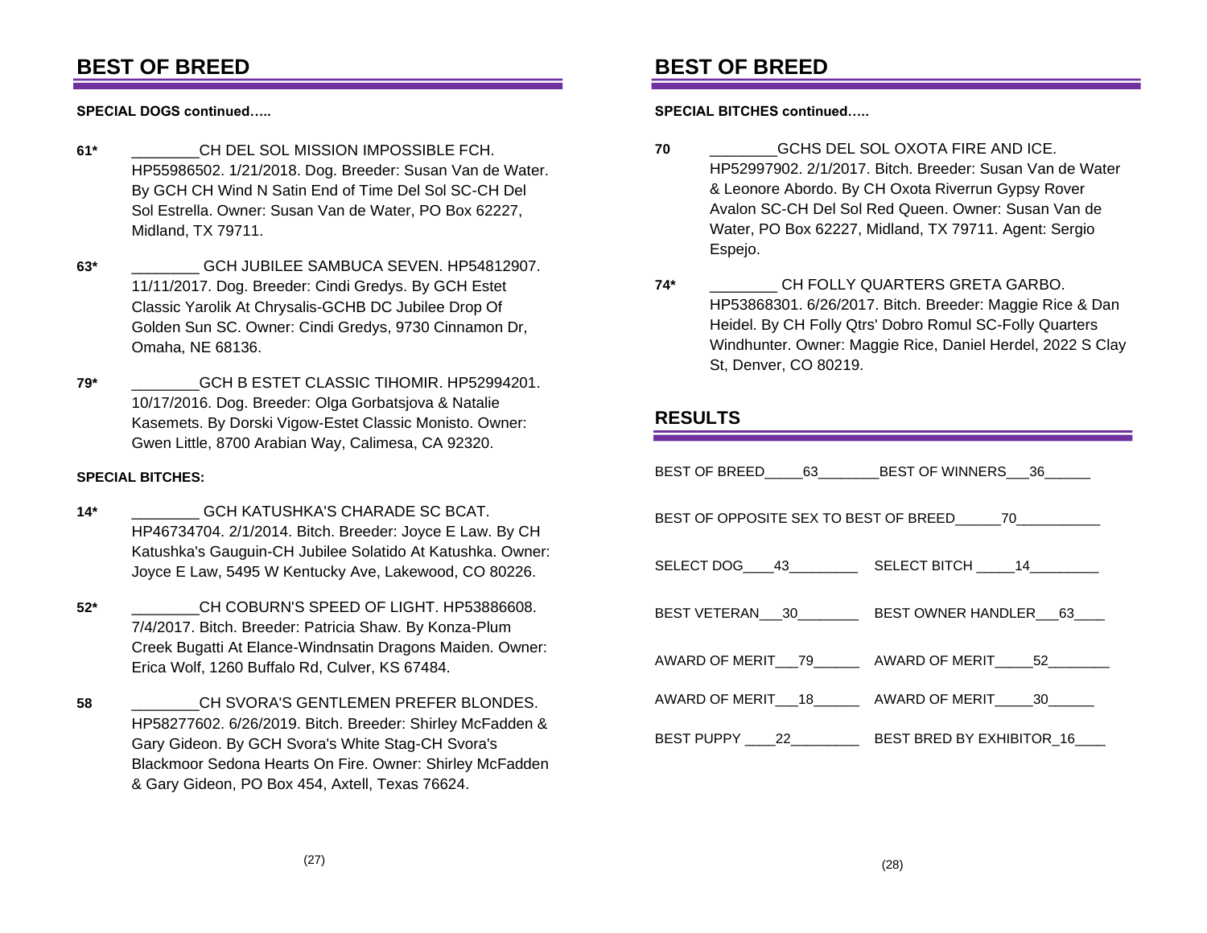## BEST OF BREED

**SPECIAL DOGS continued…..**

**61*** ________CH DEL SOL MISSION IMPOSSIBLE FCH. HP55986502. 1/21/2018. Dog. Breeder: Susan Van de Water. By GCH CH Wind N Satin End of Time Del Sol SC-CH Del Sol Estrella. Owner: Susan Van de Water, PO Box 62227, Midland, TX 79711.

**63*** ________ GCH JUBILEE SAMBUCA SEVEN. HP54812907. 11/11/2017. Dog. Breeder: Cindi Gredys. By GCH Estet Classic Yarolik At Chrysalis-GCHB DC Jubilee Drop Of Golden Sun SC. Owner: Cindi Gredys, 9730 Cinnamon Dr, Omaha, NE 68136.

**79*** ________GCH B ESTET CLASSIC TIHOMIR. HP52994201. 10/17/2016. Dog. Breeder: Olga Gorbatsjova & Natalie Kasemets. By Dorski Vigow-Estet Classic Monisto. Owner: Gwen Little, 8700 Arabian Way, Calimesa, CA 92320.

**SPECIAL BITCHES:**

**14*** ________ GCH KATUSHKA'S CHARADE SC BCAT. HP46734704. 2/1/2014. Bitch. Breeder: Joyce E Law. By CH Katushka's Gauguin-CH Jubilee Solatido At Katushka. Owner: Joyce E Law, 5495 W Kentucky Ave, Lakewood, CO 80226.

**52*** ________CH COBURN'S SPEED OF LIGHT. HP53886608. 7/4/2017. Bitch. Breeder: Patricia Shaw. By Konza-Plum Creek Bugatti At Elance-Windnsatin Dragons Maiden. Owner: Erica Wolf, 1260 Buffalo Rd, Culver, KS 67484.

**58** ________CH SVORA'S GENTLEMEN PREFER BLONDES. HP58277602. 6/26/2019. Bitch. Breeder: Shirley McFadden & Gary Gideon. By GCH Svora's White Stag-CH Svora's Blackmoor Sedona Hearts On Fire. Owner: Shirley McFadden & Gary Gideon, PO Box 454, Axtell, Texas 76624.

## BEST OF BREED

**SPECIAL BITCHES continued…..**

**70** ________GCHS DEL SOL OXOTA FIRE AND ICE. HP52997902. 2/1/2017. Bitch. Breeder: Susan Van de Water & Leonore Abordo. By CH Oxota Riverrun Gypsy Rover Avalon SC-CH Del Sol Red Queen. Owner: Susan Van de Water, PO Box 62227, Midland, TX 79711. Agent: Sergio Espejo.

**74*** ________ CH FOLLY QUARTERS GRETA GARBO. HP53868301. 6/26/2017. Bitch. Breeder: Maggie Rice & Dan Heidel. By CH Folly Qtrs' Dobro Romul SC-Folly Quarters Windhunter. Owner: Maggie Rice, Daniel Herdel, 2022 S Clay St, Denver, CO 80219.

## RESULTS

BEST OF BREED_____63________BEST OF WINNERS___36______

BEST OF OPPOSITE SEX TO BEST OF BREED______70___________

SELECT DOG____43_________ SELECT BITCH _____14_________

BEST VETERAN___30________ BEST OWNER HANDLER___63____

AWARD OF MERIT___79______ AWARD OF MERIT_____52________

AWARD OF MERIT___18______ AWARD OF MERIT_____30______

BEST PUPPY ____22_________ BEST BRED BY EXHIBITOR_16____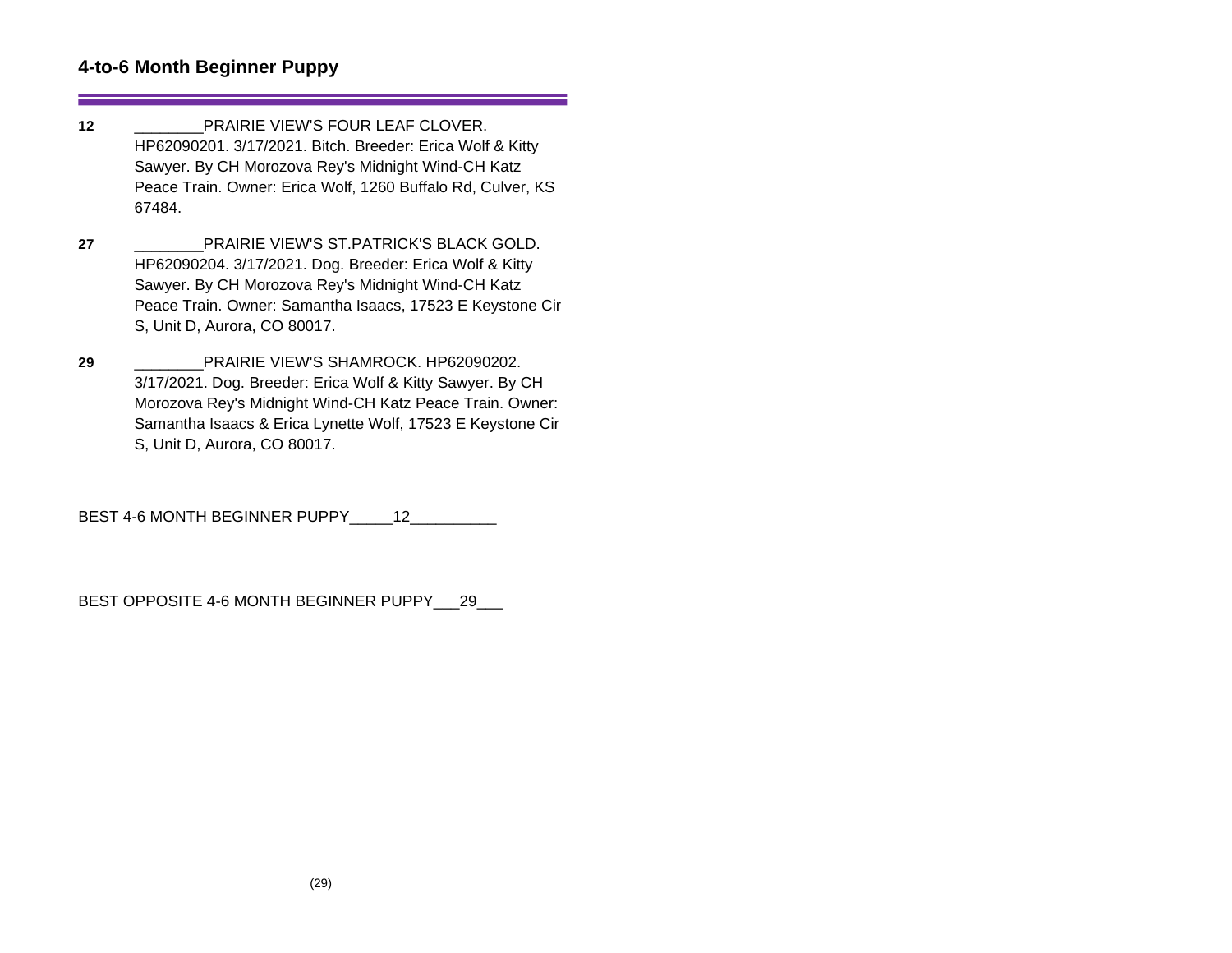## 4-to-6 Month Beginner Puppy

**12** ________PRAIRIE VIEW'S FOUR LEAF CLOVER. HP62090201. 3/17/2021. Bitch. Breeder: Erica Wolf & Kitty Sawyer. By CH Morozova Rey's Midnight Wind-CH Katz Peace Train. Owner: Erica Wolf, 1260 Buffalo Rd, Culver, KS 67484.

**27** ________PRAIRIE VIEW'S ST.PATRICK'S BLACK GOLD. HP62090204. 3/17/2021. Dog. Breeder: Erica Wolf & Kitty Sawyer. By CH Morozova Rey's Midnight Wind-CH Katz Peace Train. Owner: Samantha Isaacs, 17523 E Keystone Cir S, Unit D, Aurora, CO 80017.

**29** ________PRAIRIE VIEW'S SHAMROCK. HP62090202. 3/17/2021. Dog. Breeder: Erica Wolf & Kitty Sawyer. By CH Morozova Rey's Midnight Wind-CH Katz Peace Train. Owner: Samantha Isaacs & Erica Lynette Wolf, 17523 E Keystone Cir S, Unit D, Aurora, CO 80017.

BEST 4-6 MONTH BEGINNER PUPPY_____12__________

BEST OPPOSITE 4-6 MONTH BEGINNER PUPPY___29___